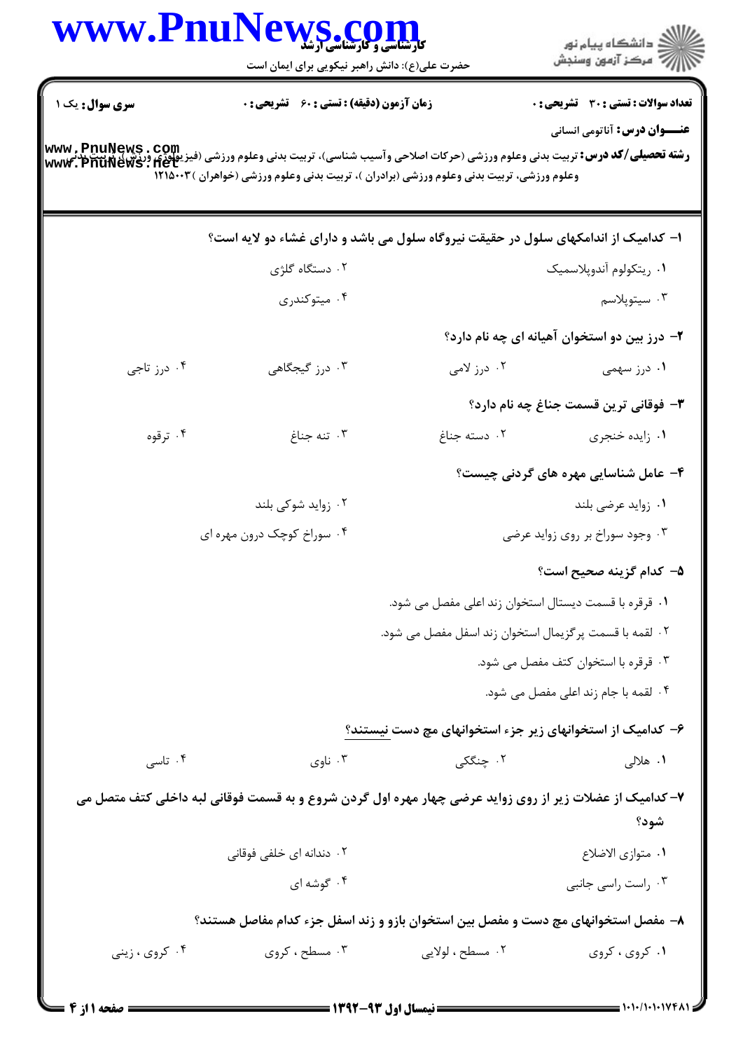**سری سوال:** یک ۱ | **زمان آزمون (دقیقه) : تستی : ۶۰ تشریحی : ۰** | **تعداد سوالات : تستی : ۳۰ تشریحی : ۰**

**عنـــوان درس:** آناتومی انسانی

**رشته تحصیلی/کد درس:** تربیت بدنی وعلوم ورزشی (حرکات اصلاحی وآسیب شناسی)، تربیت بدنی وعلوم ورزشی (فیزیولوژی ورزش)، تربیت بدنی وعلوم ورزشی، تربیت بدنی وعلوم ورزشی (برادران )، تربیت بدنی وعلوم ورزشی (خواهران ) ۱۲۱۵۰۰۳

**۱- کدامیک از اندامکهای سلول در حقیقت نیروگاه سلول می باشد و دارای غشاء دو لایه است؟**

۱. ریتکولوم آندوپلاسمیک
۲. دستگاه گلژی
۳. سیتوپلاسم
۴. میتوکندری

**۲- درز بین دو استخوان آهیانه ای چه نام دارد؟**

۱. درز سهمی
۲. درز لامی
۳. درز گیجگاهی
۴. درز تاجی

**۳- فوقانی ترین قسمت جناغ چه نام دارد؟**

۱. زایده خنجری
۲. دسته جناغ
۳. تنه جناغ
۴. ترقوه

**۴- عامل شناسایی مهره های گردنی چیست؟**

۱. زواید عرضی بلند
۲. زواید شوکی بلند
۳. وجود سوراخ بر روی زواید عرضی
۴. سوراخ کوچک درون مهره ای

**۵- کدام گزینه صحیح است؟**

۱. قرقره با قسمت دیستال استخوان زند اعلی مفصل می شود.
۲. لقمه با قسمت پرگزیمال استخوان زند اسفل مفصل می شود.
۳. قرقره با استخوان کتف مفصل می شود.
۴. لقمه با جام زند اعلی مفصل می شود.

**۶- کدامیک از استخوانهای زیر جزء استخوانهای مچ دست نیستند؟**

۱. هلالی
۲. چنگکی
۳. ناوی
۴. تاسی

**۷- کدامیک از عضلات زیر از روی زواید عرضی چهار مهره اول گردن شروع و به قسمت فوقانی لبه داخلی کتف متصل می شود؟**

۱. متوازی الاضلاع
۲. دندانه ای خلفی فوقانی
۳. راست راسی جانبی
۴. گوشه ای

**۸- مفصل استخوانهای مچ دست و مفصل بین استخوان بازو و زند اسفل جزء کدام مفاصل هستند؟**

۱. کروی ، کروی
۲. مسطح ، لولایی
۳. مسطح ، کروی
۴. کروی ، زینی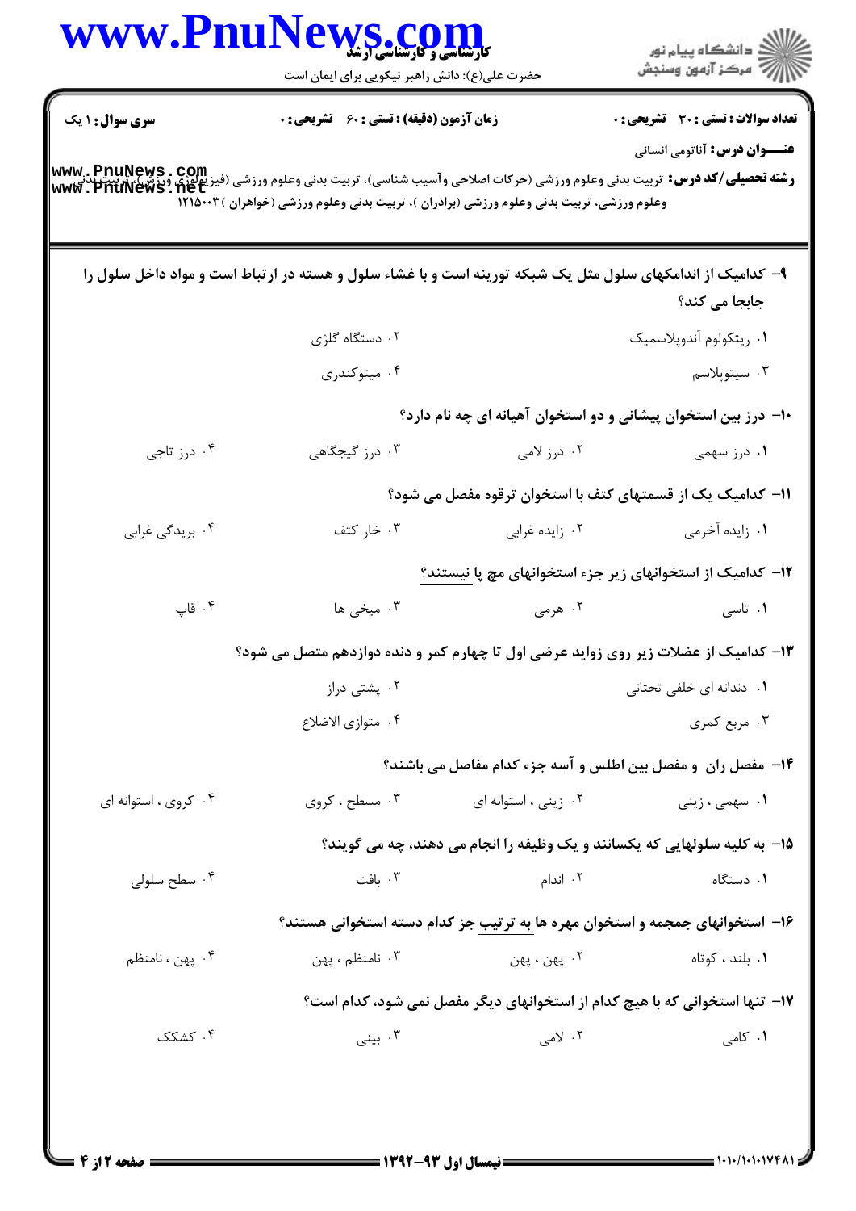**سری سوال:** ۱ یک &nbsp;&nbsp; **زمان آزمون (دقیقه) : تستی :** ۶۰ **تشریحی :** ۰ &nbsp;&nbsp; **تعداد سوالات : تستی :** ۳۰ **تشریحی :** ۰

**عنـــوان درس:** آناتومی انسانی

**رشته تحصیلی/کد درس:** تربیت بدنی وعلوم ورزشی (حرکات اصلاحی وآسیب شناسی)، تربیت بدنی وعلوم ورزشی (فیزیولوژی ورزش)، تربیت بدنی وعلوم ورزشی، تربیت بدنی وعلوم ورزشی (برادران )، تربیت بدنی وعلوم ورزشی (خواهران )۱۲۱۵۰۰۳

۹- کدامیک از اندامکهای سلول مثل یک شبکه توربنه است و با غشاء سلول و هسته در ارتباط است و مواد داخل سلول را جابجا می کند؟

۱. ریتکولوم آندوپلاسمیک
۲. دستگاه گلژی
۳. سیتوپلاسم
۴. میتوکندری

۱۰- درز بین استخوان پیشانی و دو استخوان آهیانه ای چه نام دارد؟

۱. درز سهمی &nbsp;&nbsp; ۲. درز لامی &nbsp;&nbsp; ۳. درز گیجگاهی &nbsp;&nbsp; ۴. درز تاجی

۱۱- کدامیک یک از قسمتهای کتف با استخوان ترقوه مفصل می شود؟

۱. زایده آخرمی &nbsp;&nbsp; ۲. زایده غرابی &nbsp;&nbsp; ۳. خار کتف &nbsp;&nbsp; ۴. بریدگی غرابی

۱۲- کدامیک از استخوانهای زیر جزء استخوانهای مچ پا نیستند؟

۱. تاسی &nbsp;&nbsp; ۲. هرمی &nbsp;&nbsp; ۳. میخی ها &nbsp;&nbsp; ۴. قاپ

۱۳- کدامیک از عضلات زیر روی زواید عرضی اول تا چهارم کمر و دنده دوازدهم متصل می شود؟

۱. دندانه ای خلفی تحتانی
۲. پشتی دراز
۳. مربع کمری
۴. متوازی الاضلاع

۱۴- مفصل ران و مفصل بین اطلس و آسه جزء کدام مفاصل می باشند؟

۱. سهمی ، زینی &nbsp;&nbsp; ۲. زینی ، استوانه ای &nbsp;&nbsp; ۳. مسطح ، کروی &nbsp;&nbsp; ۴. کروی ، استوانه ای

۱۵- به کلیه سلولهایی که یکسانند و یک وظیفه را انجام می دهند، چه می گویند؟

۱. دستگاه &nbsp;&nbsp; ۲. اندام &nbsp;&nbsp; ۳. بافت &nbsp;&nbsp; ۴. سطح سلولی

۱۶- استخوانهای جمجمه و استخوان مهره ها به ترتیب جز کدام دسته استخوانی هستند؟

۱. بلند ، کوتاه &nbsp;&nbsp; ۲. پهن ، پهن &nbsp;&nbsp; ۳. نامنظم ، پهن &nbsp;&nbsp; ۴. پهن ، نامنظم

۱۷- تنها استخوانی که با هیچ کدام از استخوانهای دیگر مفصل نمی شود، کدام است؟

۱. کامی &nbsp;&nbsp; ۲. لامی &nbsp;&nbsp; ۳. بینی &nbsp;&nbsp; ۴. کشکک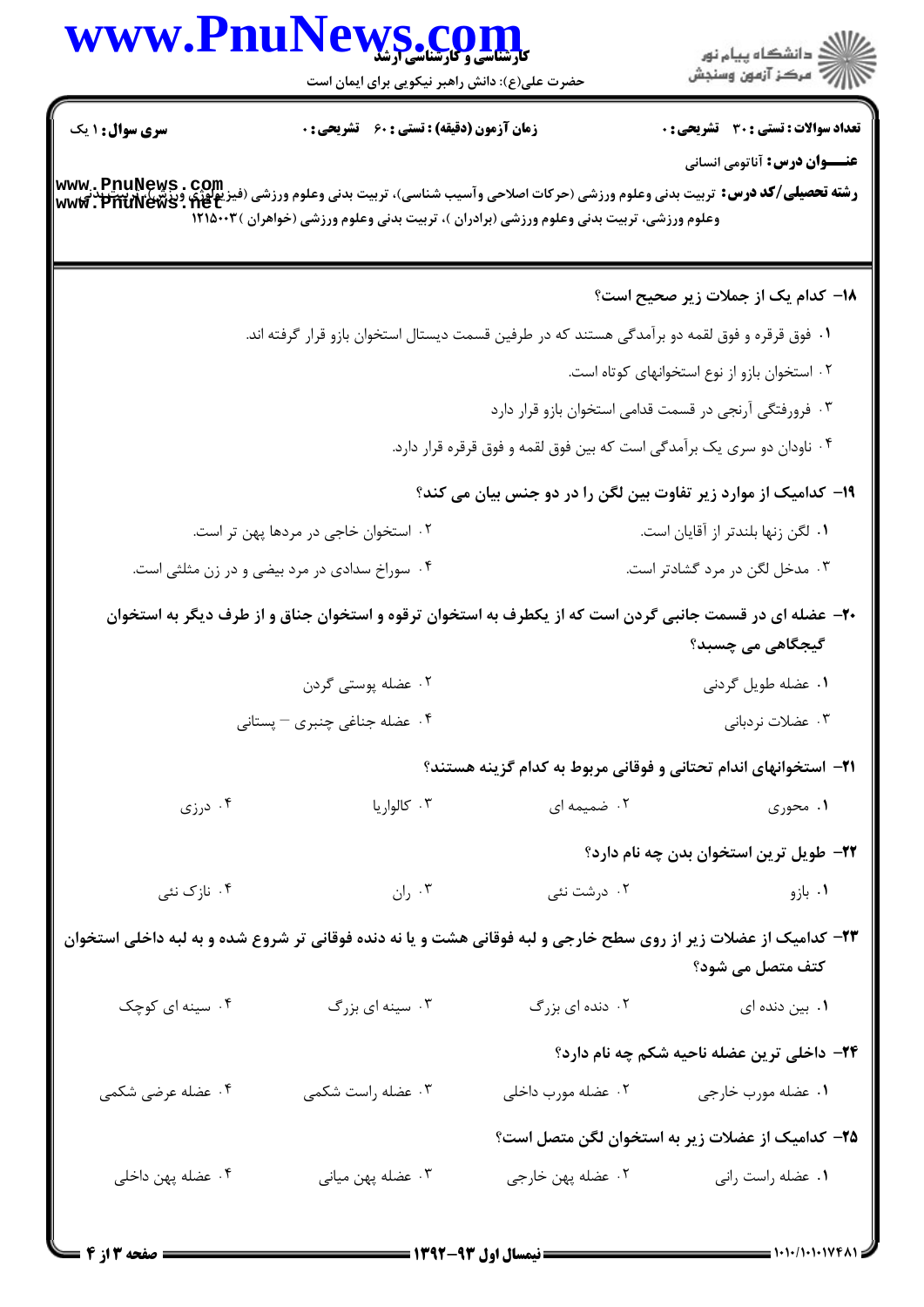**سری سوال:** ۱ یک | **زمان آزمون (دقیقه) : تستی :** ۶۰ **تشریحی :** ۰ | **تعداد سوالات : تستی :** ۳۰ **تشریحی :** ۰

**عنـــوان درس:** آناتومی انسانی

**رشته تحصیلی/کد درس:** تربیت بدنی وعلوم ورزشی (حرکات اصلاحی وآسیب شناسی)، تربیت بدنی وعلوم ورزشی (فیزیولوژی ورزش)، تربیت بدنی وعلوم ورزشی، تربیت بدنی وعلوم ورزشی (برادران )، تربیت بدنی وعلوم ورزشی (خواهران ) ۱۲۱۵۰۰۳

**۱۸- کدام یک از جملات زیر صحیح است؟**

۱. فوق قرقره و فوق لقمه دو برآمدگی هستند که در طرفین قسمت دیستال استخوان بازو قرار گرفته اند.

۲. استخوان بازو از نوع استخوانهای کوتاه است.

۳. فرورفتگی آرنجی در قسمت قدامی استخوان بازو قرار دارد

۴. ناودان دو سری یک برآمدگی است که بین فوق لقمه و فوق قرقره قرار دارد.

**۱۹- کدامیک از موارد زیر تفاوت بین لگن را در دو جنس بیان می کند؟**

۱. لگن زنها بلندتر از آقایان است.

۲. استخوان خاجی در مردها پهن تر است.

۳. مدخل لگن در مرد گشادتر است.

۴. سوراخ سدادی در مرد بیضی و در زن مثلثی است.

**۲۰- عضله ای در قسمت جانبی گردن است که از یکطرف به استخوان ترقوه و استخوان جناق و از طرف دیگر به استخوان گیجگاهی می چسبد؟**

۱. عضله طویل گردنی

۲. عضله پوستی گردن

۳. عضلات نردبانی

۴. عضله جناغی چنبری – پستانی

**۲۱- استخوانهای اندام تحتانی و فوقانی مربوط به کدام گزینه هستند؟**

۱. محوری

۲. ضمیمه ای

۳. کالواریا

۴. درزی

**۲۲- طویل ترین استخوان بدن چه نام دارد؟**

۱. بازو

۲. درشت نئی

۳. ران

۴. نازک نئی

**۲۳- کدامیک از عضلات زیر از روی سطح خارجی و لبه فوقانی هشت و یا نه دنده فوقانی تر شروع شده و به لبه داخلی استخوان کتف متصل می شود؟**

۱. بین دنده ای

۲. دنده ای بزرگ

۳. سینه ای بزرگ

۴. سینه ای کوچک

**۲۴- داخلی ترین عضله ناحیه شکم چه نام دارد؟**

۱. عضله مورب خارجی

۲. عضله مورب داخلی

۳. عضله راست شکمی

۴. عضله عرضی شکمی

**۲۵- کدامیک از عضلات زیر به استخوان لگن متصل است؟**

۱. عضله راست رانی

۲. عضله پهن خارجی

۳. عضله پهن میانی

۴. عضله پهن داخلی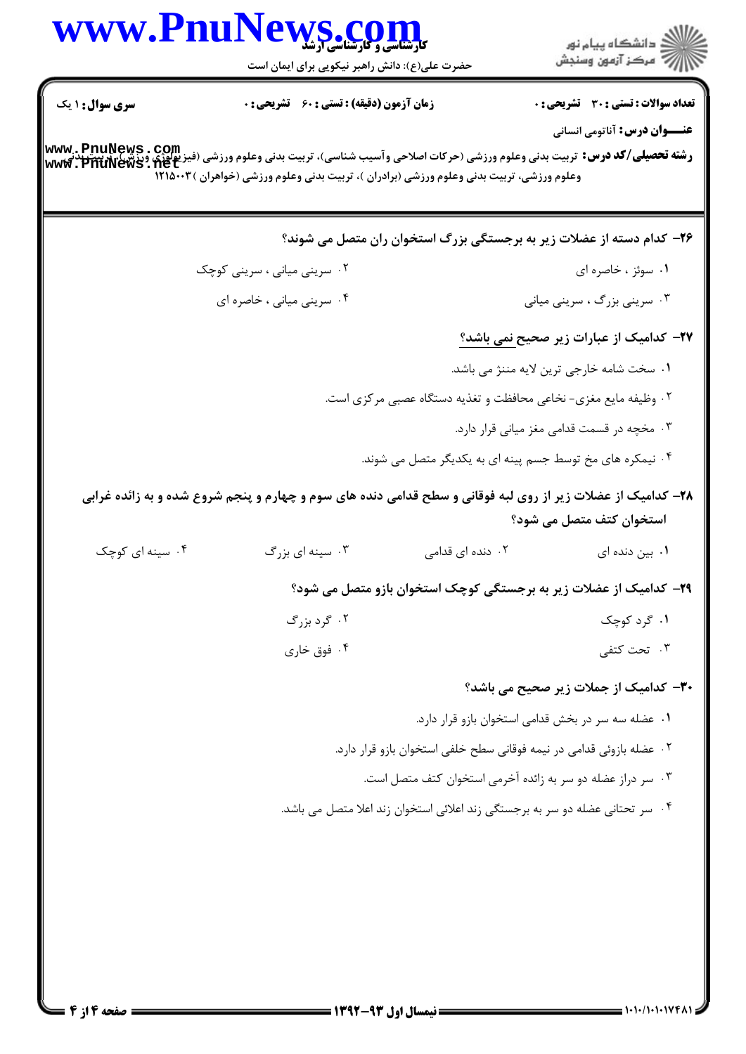**سری سوال:** ۱ یک

**زمان آزمون (دقیقه) : تستی :** ۶۰ **تشریحی :** ۰

**تعداد سوالات : تستی :** ۳۰ **تشریحی :** ۰

**عنـــوان درس:** آناتومی انسانی

**رشته تحصیلی/کد درس:** تربیت بدنی وعلوم ورزشی (حرکات اصلاحی وآسیب شناسی)، تربیت بدنی وعلوم ورزشی (فیزیولوژی ورزش)، تربیت بدنی وعلوم ورزشی، تربیت بدنی وعلوم ورزشی (برادران )، تربیت بدنی وعلوم ورزشی (خواهران )۱۲۱۵۰۰۳

**۲۶- کدام دسته از عضلات زیر به برجستگی بزرگ استخوان ران متصل می شوند؟**

۱. سوئز ، خاصره ای

۲. سرینی میانی ، سرینی کوچک

۳. سرینی بزرگ ، سرینی میانی

۴. سرینی میانی ، خاصره ای

**۲۷- کدامیک از عبارات زیر صحیح نمی باشد؟**

۱. سخت شامه خارجی ترین لایه مننژ می باشد.

۲. وظیفه مایع مغزی- نخاعی محافظت و تغذیه دستگاه عصبی مرکزی است.

۳. مخچه در قسمت قدامی مغز میانی قرار دارد.

۴. نیمکره های مخ توسط جسم پینه ای به یکدیگر متصل می شوند.

**۲۸- کدامیک از عضلات زیر از روی لبه فوقانی و سطح قدامی دنده های سوم و چهارم و پنجم شروع شده و به زائده غرابی استخوان کتف متصل می شود؟**

۱. بین دنده ای

۲. دنده ای قدامی

۳. سینه ای بزرگ

۴. سینه ای کوچک

**۲۹- کدامیک از عضلات زیر به برجستگی کوچک استخوان بازو متصل می شود؟**

۱. گرد کوچک

۲. گرد بزرگ

۳. تحت کتفی

۴. فوق خاری

**۳۰- کدامیک از جملات زیر صحیح می باشد؟**

۱. عضله سه سر در بخش قدامی استخوان بازو قرار دارد.

۲. عضله بازوئی قدامی در نیمه فوقانی سطح خلفی استخوان بازو قرار دارد.

۳. سر دراز عضله دو سر به زائده آخرمی استخوان کتف متصل است.

۴. سر تحتانی عضله دو سر به برجستگی زند اعلائی استخوان زند اعلا متصل می باشد.